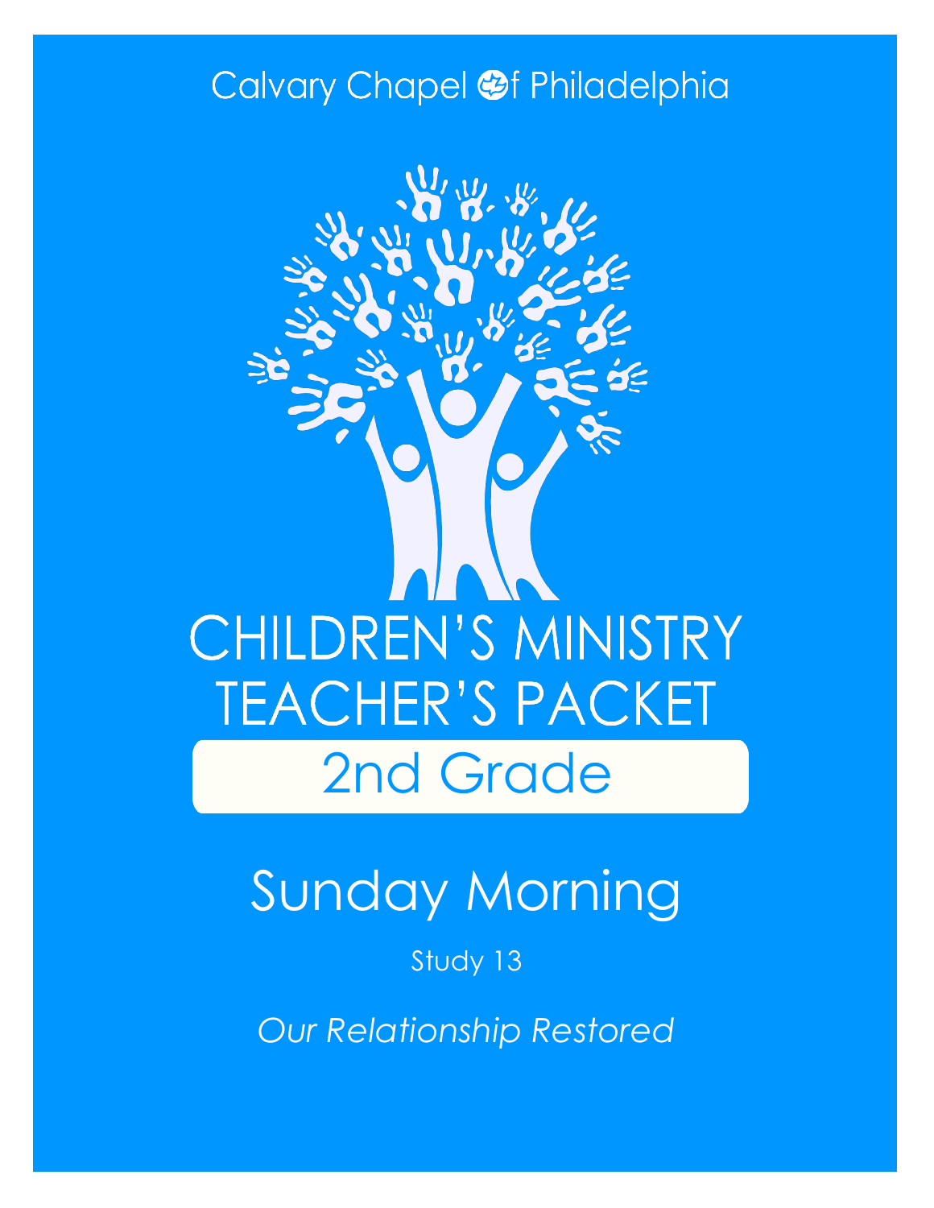Calvary Chapel of Philadelphia

# CHILDREN'S MINISTRY TEACHER'S PACKET

## 2nd Grade

# Sunday Morning

Study 13

*Our Relationship Restored*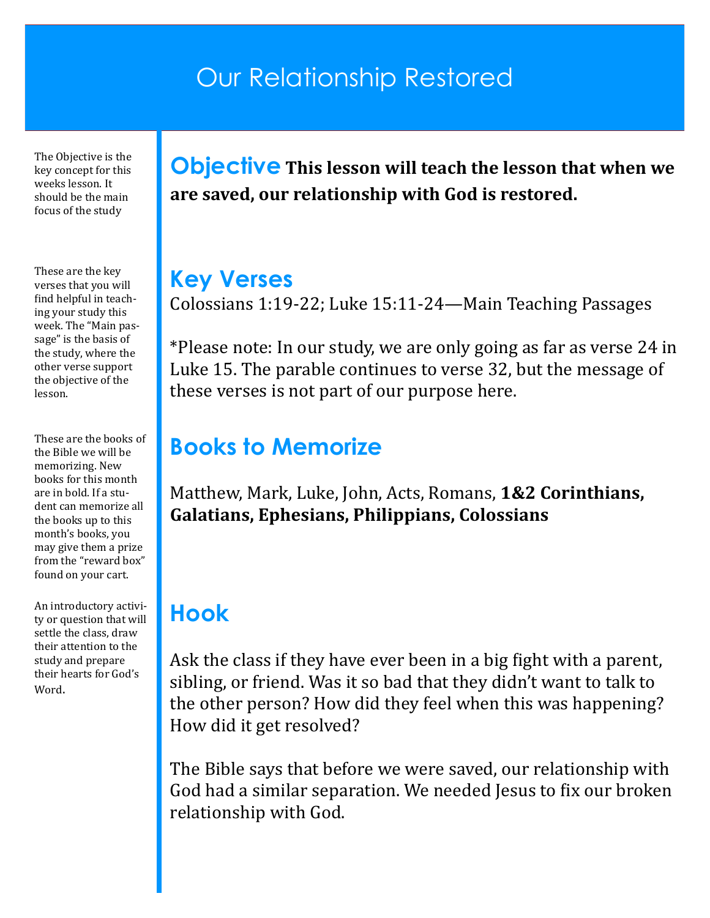# Our Relationship Restored

The Objective is the key concept for this weeks lesson. It should be the main focus of the study

## Objective

**This lesson will teach the lesson that when we are saved, our relationship with God is restored.**

These are the key verses that you will find helpful in teaching your study this week. The "Main passage" is the basis of the study, where the other verse support the objective of the lesson.

## Key Verses

Colossians 1:19-22; Luke 15:11-24—Main Teaching Passages

*Please note: In our study, we are only going as far as verse 24 in Luke 15. The parable continues to verse 32, but the message of these verses is not part of our purpose here.

These are the books of the Bible we will be memorizing. New books for this month are in bold. If a student can memorize all the books up to this month's books, you may give them a prize from the "reward box" found on your cart.

## Books to Memorize

Matthew, Mark, Luke, John, Acts, Romans, **1&2 Corinthians, Galatians, Ephesians, Philippians, Colossians**

An introductory activity or question that will settle the class, draw their attention to the study and prepare their hearts for God's Word.

## Hook

Ask the class if they have ever been in a big fight with a parent, sibling, or friend. Was it so bad that they didn't want to talk to the other person? How did they feel when this was happening? How did it get resolved?

The Bible says that before we were saved, our relationship with God had a similar separation. We needed Jesus to fix our broken relationship with God.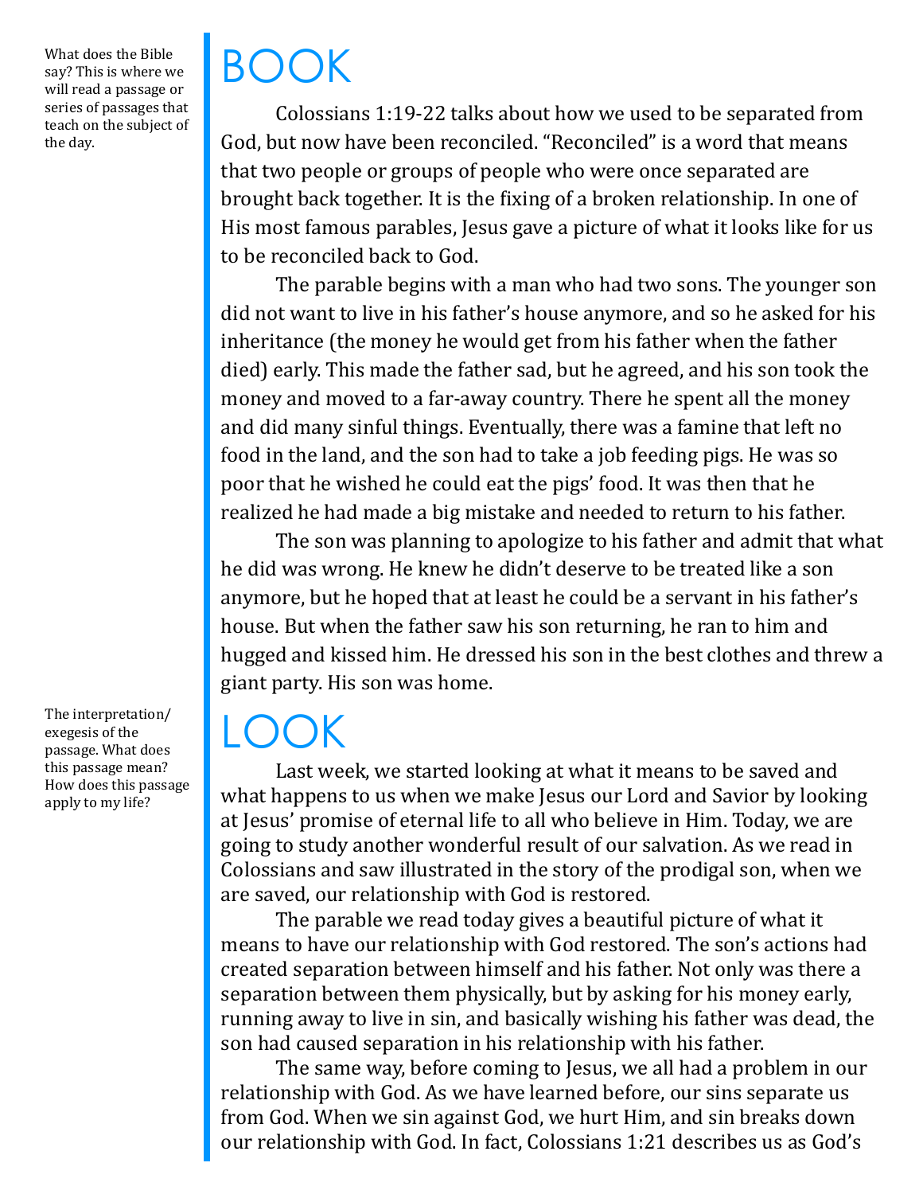# BOOK

What does the Bible say? This is where we will read a passage or series of passages that teach on the subject of the day.

Colossians 1:19-22 talks about how we used to be separated from God, but now have been reconciled. "Reconciled" is a word that means that two people or groups of people who were once separated are brought back together. It is the fixing of a broken relationship. In one of His most famous parables, Jesus gave a picture of what it looks like for us to be reconciled back to God.

The parable begins with a man who had two sons. The younger son did not want to live in his father's house anymore, and so he asked for his inheritance (the money he would get from his father when the father died) early. This made the father sad, but he agreed, and his son took the money and moved to a far-away country. There he spent all the money and did many sinful things. Eventually, there was a famine that left no food in the land, and the son had to take a job feeding pigs. He was so poor that he wished he could eat the pigs' food. It was then that he realized he had made a big mistake and needed to return to his father.

The son was planning to apologize to his father and admit that what he did was wrong. He knew he didn't deserve to be treated like a son anymore, but he hoped that at least he could be a servant in his father's house. But when the father saw his son returning, he ran to him and hugged and kissed him. He dressed his son in the best clothes and threw a giant party. His son was home.

# LOOK

The interpretation/exegesis of the passage. What does this passage mean? How does this passage apply to my life?

Last week, we started looking at what it means to be saved and what happens to us when we make Jesus our Lord and Savior by looking at Jesus' promise of eternal life to all who believe in Him. Today, we are going to study another wonderful result of our salvation. As we read in Colossians and saw illustrated in the story of the prodigal son, when we are saved, our relationship with God is restored.

The parable we read today gives a beautiful picture of what it means to have our relationship with God restored. The son's actions had created separation between himself and his father. Not only was there a separation between them physically, but by asking for his money early, running away to live in sin, and basically wishing his father was dead, the son had caused separation in his relationship with his father.

The same way, before coming to Jesus, we all had a problem in our relationship with God. As we have learned before, our sins separate us from God. When we sin against God, we hurt Him, and sin breaks down our relationship with God. In fact, Colossians 1:21 describes us as God's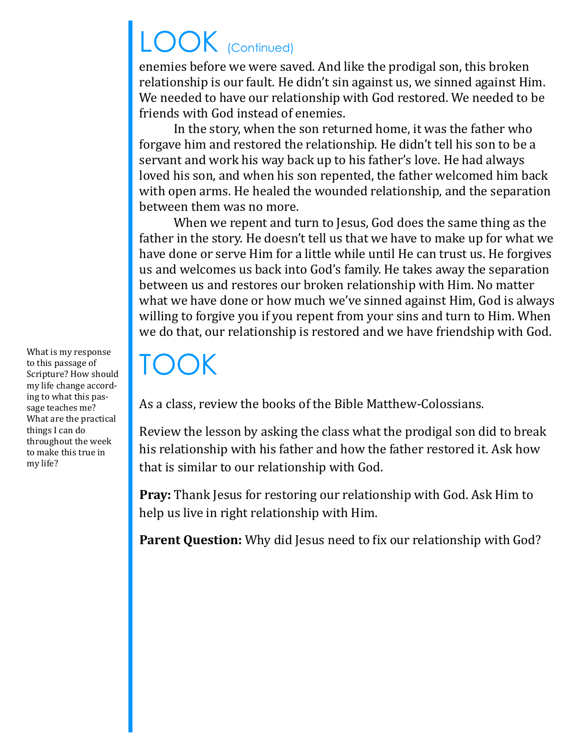# LOOK (Continued)

enemies before we were saved. And like the prodigal son, this broken relationship is our fault. He didn't sin against us, we sinned against Him. We needed to have our relationship with God restored. We needed to be friends with God instead of enemies.

In the story, when the son returned home, it was the father who forgave him and restored the relationship. He didn't tell his son to be a servant and work his way back up to his father's love. He had always loved his son, and when his son repented, the father welcomed him back with open arms. He healed the wounded relationship, and the separation between them was no more.

When we repent and turn to Jesus, God does the same thing as the father in the story. He doesn't tell us that we have to make up for what we have done or serve Him for a little while until He can trust us. He forgives us and welcomes us back into God's family. He takes away the separation between us and restores our broken relationship with Him. No matter what we have done or how much we've sinned against Him, God is always willing to forgive you if you repent from your sins and turn to Him. When we do that, our relationship is restored and we have friendship with God.

# TOOK

What is my response to this passage of Scripture? How should my life change according to what this passage teaches me? What are the practical things I can do throughout the week to make this true in my life?

As a class, review the books of the Bible Matthew-Colossians.

Review the lesson by asking the class what the prodigal son did to break his relationship with his father and how the father restored it. Ask how that is similar to our relationship with God.

**Pray:** Thank Jesus for restoring our relationship with God. Ask Him to help us live in right relationship with Him.

**Parent Question:** Why did Jesus need to fix our relationship with God?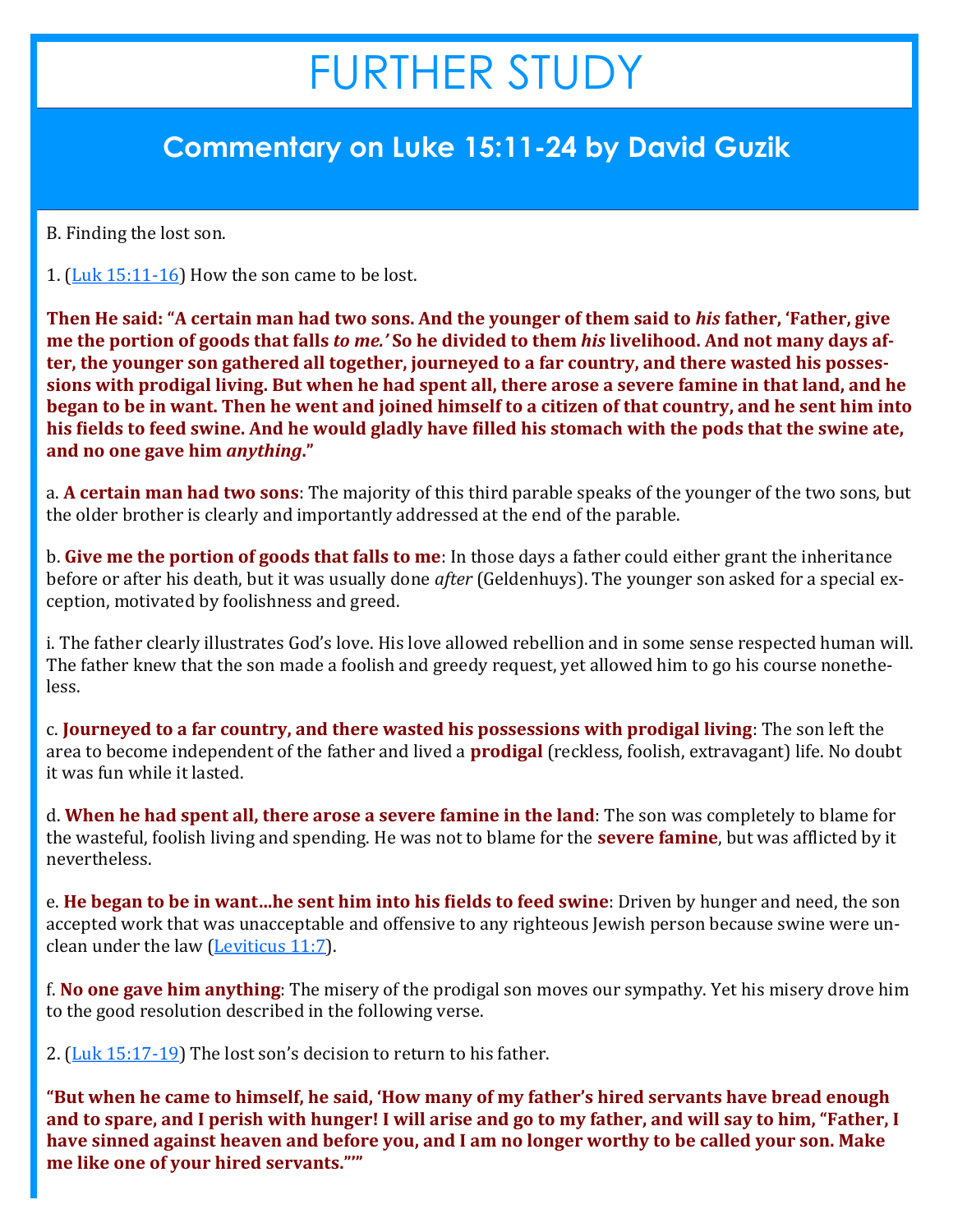# FURTHER STUDY

## Commentary on Luke 15:11-24 by David Guzik

B. Finding the lost son.

1. (Luk 15:11-16) How the son came to be lost.

**Then He said: "A certain man had two sons. And the younger of them said to *his* father, 'Father, give me the portion of goods that falls *to me.'* So he divided to them *his* livelihood. And not many days after, the younger son gathered all together, journeyed to a far country, and there wasted his possessions with prodigal living. But when he had spent all, there arose a severe famine in that land, and he began to be in want. Then he went and joined himself to a citizen of that country, and he sent him into his fields to feed swine. And he would gladly have filled his stomach with the pods that the swine ate, and no one gave him *anything*."**

a. **A certain man had two sons**: The majority of this third parable speaks of the younger of the two sons, but the older brother is clearly and importantly addressed at the end of the parable.

b. **Give me the portion of goods that falls to me**: In those days a father could either grant the inheritance before or after his death, but it was usually done *after* (Geldenhuys). The younger son asked for a special exception, motivated by foolishness and greed.

i. The father clearly illustrates God's love. His love allowed rebellion and in some sense respected human will. The father knew that the son made a foolish and greedy request, yet allowed him to go his course nonetheless.

c. **Journeyed to a far country, and there wasted his possessions with prodigal living**: The son left the area to become independent of the father and lived a **prodigal** (reckless, foolish, extravagant) life. No doubt it was fun while it lasted.

d. **When he had spent all, there arose a severe famine in the land**: The son was completely to blame for the wasteful, foolish living and spending. He was not to blame for the **severe famine**, but was afflicted by it nevertheless.

e. **He began to be in want...he sent him into his fields to feed swine**: Driven by hunger and need, the son accepted work that was unacceptable and offensive to any righteous Jewish person because swine were unclean under the law (Leviticus 11:7).

f. **No one gave him anything**: The misery of the prodigal son moves our sympathy. Yet his misery drove him to the good resolution described in the following verse.

2. (Luk 15:17-19) The lost son's decision to return to his father.

**"But when he came to himself, he said, 'How many of my father's hired servants have bread enough and to spare, and I perish with hunger! I will arise and go to my father, and will say to him, "Father, I have sinned against heaven and before you, and I am no longer worthy to be called your son. Make me like one of your hired servants."'"**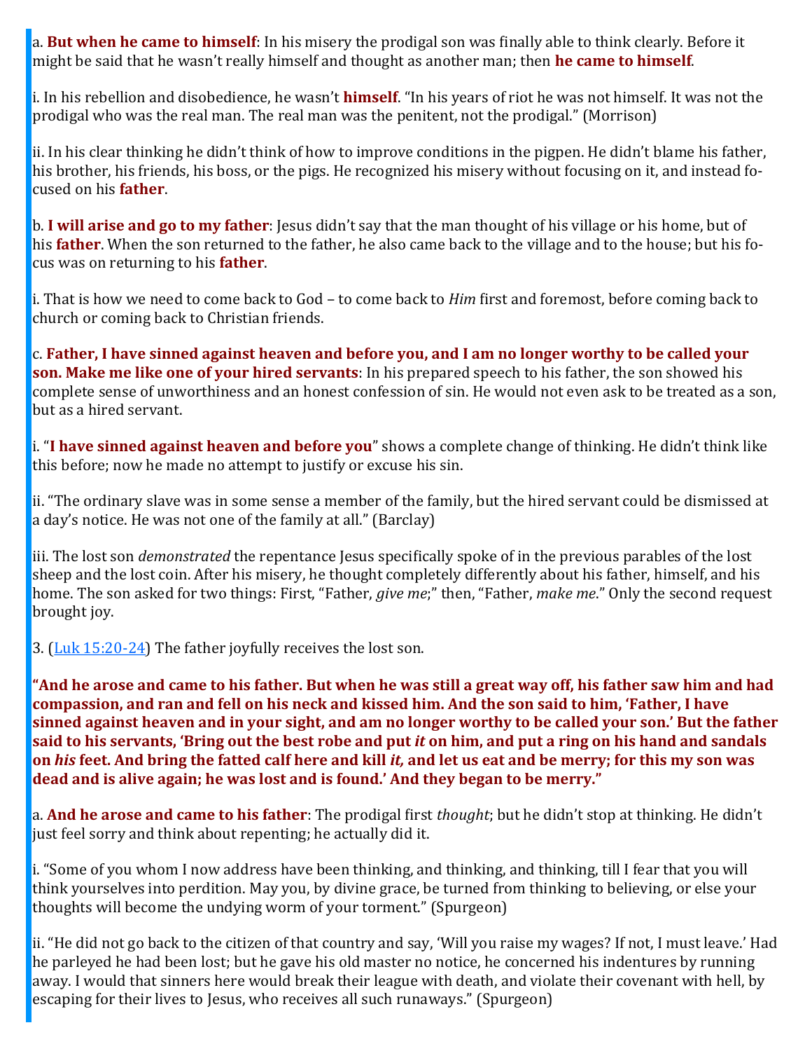a. **But when he came to himself**: In his misery the prodigal son was finally able to think clearly. Before it might be said that he wasn't really himself and thought as another man; then **he came to himself**.

i. In his rebellion and disobedience, he wasn't **himself**. "In his years of riot he was not himself. It was not the prodigal who was the real man. The real man was the penitent, not the prodigal." (Morrison)

ii. In his clear thinking he didn't think of how to improve conditions in the pigpen. He didn't blame his father, his brother, his friends, his boss, or the pigs. He recognized his misery without focusing on it, and instead focused on his **father**.

b. **I will arise and go to my father**: Jesus didn't say that the man thought of his village or his home, but of his **father**. When the son returned to the father, he also came back to the village and to the house; but his focus was on returning to his **father**.

i. That is how we need to come back to God – to come back to *Him* first and foremost, before coming back to church or coming back to Christian friends.

c. **Father, I have sinned against heaven and before you, and I am no longer worthy to be called your son. Make me like one of your hired servants**: In his prepared speech to his father, the son showed his complete sense of unworthiness and an honest confession of sin. He would not even ask to be treated as a son, but as a hired servant.

i. "**I have sinned against heaven and before you**" shows a complete change of thinking. He didn't think like this before; now he made no attempt to justify or excuse his sin.

ii. "The ordinary slave was in some sense a member of the family, but the hired servant could be dismissed at a day's notice. He was not one of the family at all." (Barclay)

iii. The lost son *demonstrated* the repentance Jesus specifically spoke of in the previous parables of the lost sheep and the lost coin. After his misery, he thought completely differently about his father, himself, and his home. The son asked for two things: First, "Father, *give me*;" then, "Father, *make me*." Only the second request brought joy.

3. (Luk 15:20-24) The father joyfully receives the lost son.

**"And he arose and came to his father. But when he was still a great way off, his father saw him and had compassion, and ran and fell on his neck and kissed him. And the son said to him, 'Father, I have sinned against heaven and in your sight, and am no longer worthy to be called your son.' But the father said to his servants, 'Bring out the best robe and put *it* on him, and put a ring on his hand and sandals on *his* feet. And bring the fatted calf here and kill *it,* and let us eat and be merry; for this my son was dead and is alive again; he was lost and is found.' And they began to be merry."**

a. **And he arose and came to his father**: The prodigal first *thought*; but he didn't stop at thinking. He didn't just feel sorry and think about repenting; he actually did it.

i. "Some of you whom I now address have been thinking, and thinking, and thinking, till I fear that you will think yourselves into perdition. May you, by divine grace, be turned from thinking to believing, or else your thoughts will become the undying worm of your torment." (Spurgeon)

ii. "He did not go back to the citizen of that country and say, 'Will you raise my wages? If not, I must leave.' Had he parleyed he had been lost; but he gave his old master no notice, he concerned his indentures by running away. I would that sinners here would break their league with death, and violate their covenant with hell, by escaping for their lives to Jesus, who receives all such runaways." (Spurgeon)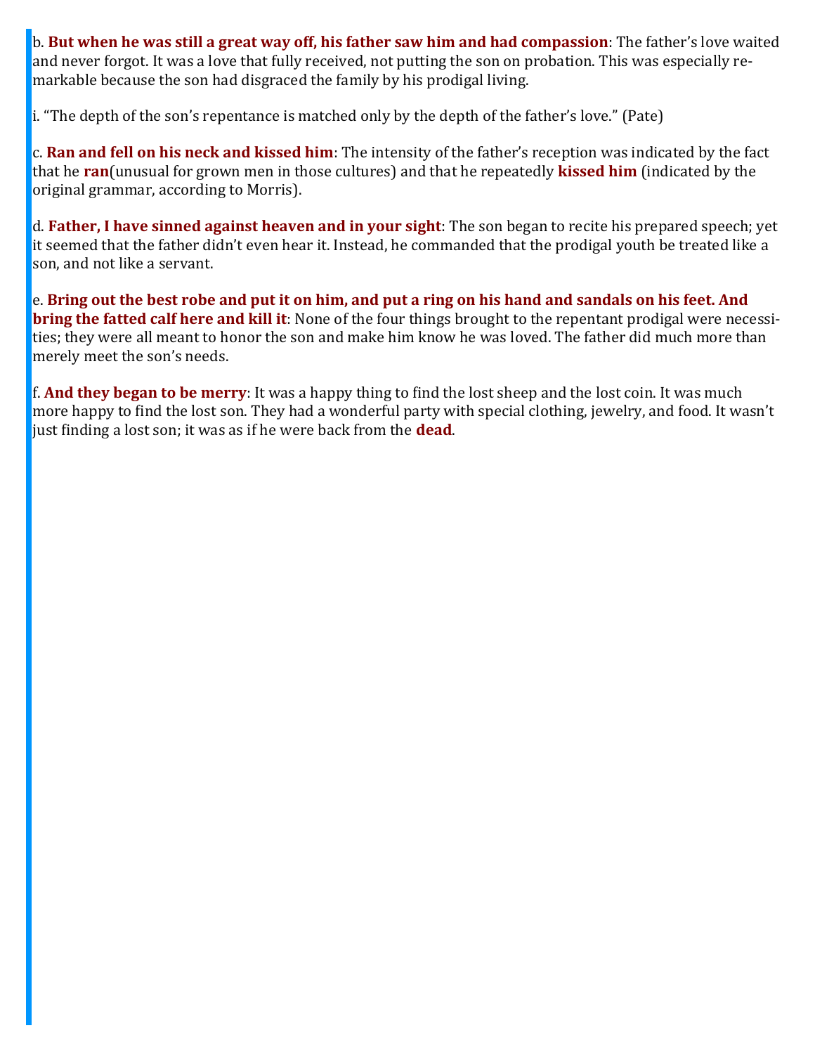b. **But when he was still a great way off, his father saw him and had compassion**: The father's love waited and never forgot. It was a love that fully received, not putting the son on probation. This was especially remarkable because the son had disgraced the family by his prodigal living.

i. "The depth of the son's repentance is matched only by the depth of the father's love." (Pate)

c. **Ran and fell on his neck and kissed him**: The intensity of the father's reception was indicated by the fact that he **ran**(unusual for grown men in those cultures) and that he repeatedly **kissed him** (indicated by the original grammar, according to Morris).

d. **Father, I have sinned against heaven and in your sight**: The son began to recite his prepared speech; yet it seemed that the father didn't even hear it. Instead, he commanded that the prodigal youth be treated like a son, and not like a servant.

e. **Bring out the best robe and put it on him, and put a ring on his hand and sandals on his feet. And bring the fatted calf here and kill it**: None of the four things brought to the repentant prodigal were necessities; they were all meant to honor the son and make him know he was loved. The father did much more than merely meet the son's needs.

f. **And they began to be merry**: It was a happy thing to find the lost sheep and the lost coin. It was much more happy to find the lost son. They had a wonderful party with special clothing, jewelry, and food. It wasn't just finding a lost son; it was as if he were back from the **dead**.